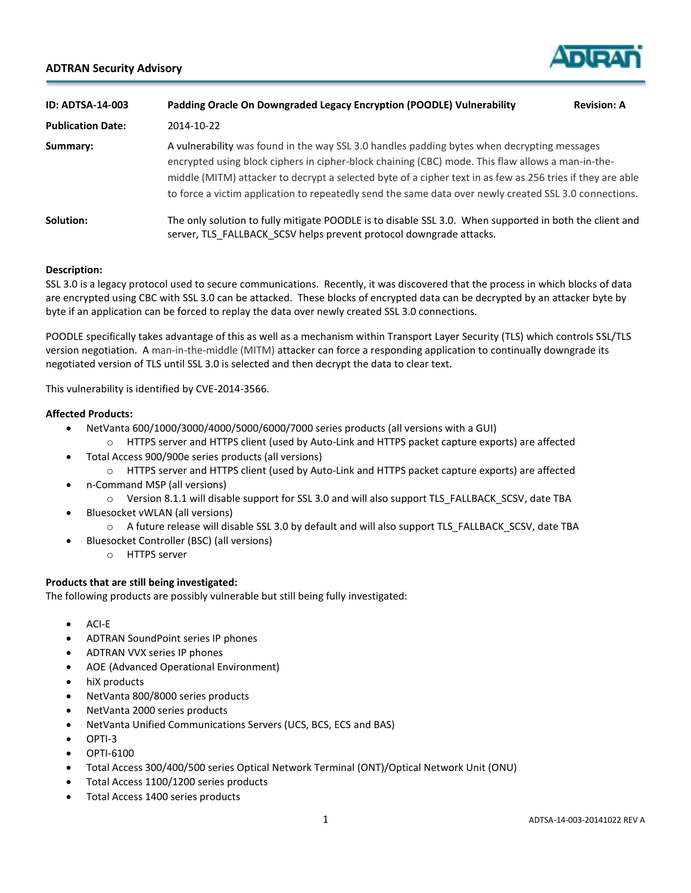## ADTRAN Security Advisory

| | | |
|---|---|---|
| **ID: ADTSA-14-003** | **Padding Oracle On Downgraded Legacy Encryption (POODLE) Vulnerability** | **Revision: A** |
| **Publication Date:** | 2014-10-22 | |
| **Summary:** | A vulnerability was found in the way SSL 3.0 handles padding bytes when decrypting messages encrypted using block ciphers in cipher-block chaining (CBC) mode. This flaw allows a man-in-the-middle (MITM) attacker to decrypt a selected byte of a cipher text in as few as 256 tries if they are able to force a victim application to repeatedly send the same data over newly created SSL 3.0 connections. | |
| **Solution:** | The only solution to fully mitigate POODLE is to disable SSL 3.0. When supported in both the client and server, TLS_FALLBACK_SCSV helps prevent protocol downgrade attacks. | |

**Description:**

SSL 3.0 is a legacy protocol used to secure communications. Recently, it was discovered that the process in which blocks of data are encrypted using CBC with SSL 3.0 can be attacked. These blocks of encrypted data can be decrypted by an attacker byte by byte if an application can be forced to replay the data over newly created SSL 3.0 connections.

POODLE specifically takes advantage of this as well as a mechanism within Transport Layer Security (TLS) which controls SSL/TLS version negotiation. A man-in-the-middle (MITM) attacker can force a responding application to continually downgrade its negotiated version of TLS until SSL 3.0 is selected and then decrypt the data to clear text.

This vulnerability is identified by CVE-2014-3566.

**Affected Products:**

- NetVanta 600/1000/3000/4000/5000/6000/7000 series products (all versions with a GUI)
  - HTTPS server and HTTPS client (used by Auto-Link and HTTPS packet capture exports) are affected
- Total Access 900/900e series products (all versions)
  - HTTPS server and HTTPS client (used by Auto-Link and HTTPS packet capture exports) are affected
- n-Command MSP (all versions)
  - Version 8.1.1 will disable support for SSL 3.0 and will also support TLS_FALLBACK_SCSV, date TBA
- Bluesocket vWLAN (all versions)
  - A future release will disable SSL 3.0 by default and will also support TLS_FALLBACK_SCSV, date TBA
- Bluesocket Controller (BSC) (all versions)
  - HTTPS server

**Products that are still being investigated:**

The following products are possibly vulnerable but still being fully investigated:

- ACI-E
- ADTRAN SoundPoint series IP phones
- ADTRAN VVX series IP phones
- AOE (Advanced Operational Environment)
- hiX products
- NetVanta 800/8000 series products
- NetVanta 2000 series products
- NetVanta Unified Communications Servers (UCS, BCS, ECS and BAS)
- OPTI-3
- OPTI-6100
- Total Access 300/400/500 series Optical Network Terminal (ONT)/Optical Network Unit (ONU)
- Total Access 1100/1200 series products
- Total Access 1400 series products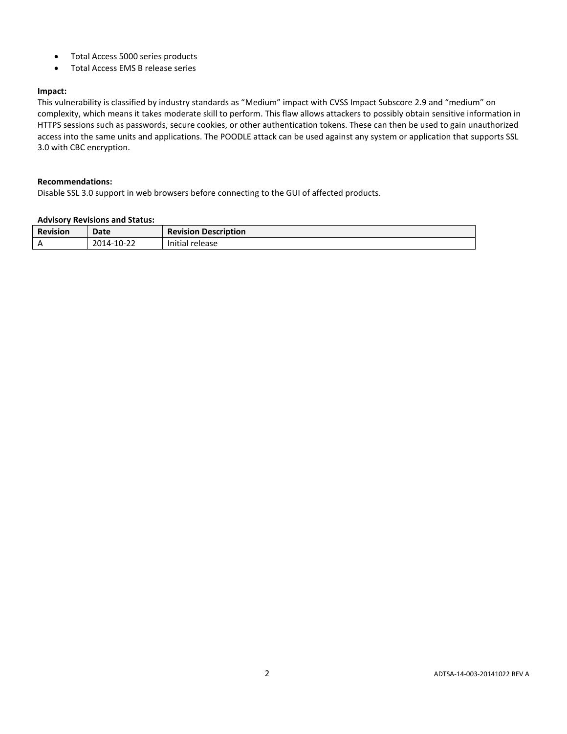- Total Access 5000 series products
- Total Access EMS B release series

**Impact:**
This vulnerability is classified by industry standards as “Medium” impact with CVSS Impact Subscore 2.9 and “medium” on complexity, which means it takes moderate skill to perform. This flaw allows attackers to possibly obtain sensitive information in HTTPS sessions such as passwords, secure cookies, or other authentication tokens. These can then be used to gain unauthorized access into the same units and applications. The POODLE attack can be used against any system or application that supports SSL 3.0 with CBC encryption.

**Recommendations:**
Disable SSL 3.0 support in web browsers before connecting to the GUI of affected products.

**Advisory Revisions and Status:**

| Revision | Date | Revision Description |
|---|---|---|
| A | 2014-10-22 | Initial release |